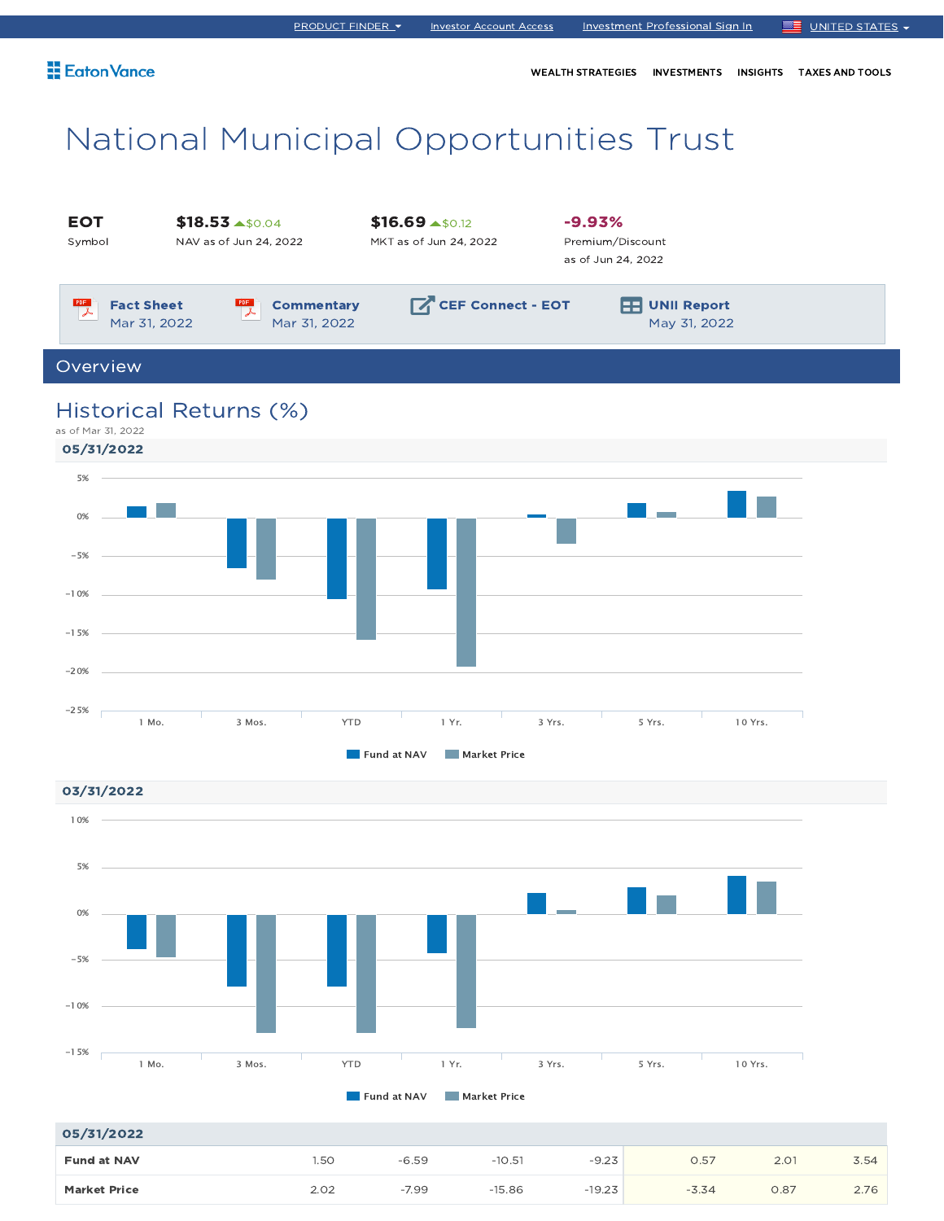PRODUCT FINDER | Investor Account Access | Investment Professional Sign In | UNITED STATES

Eaton Vance

WEALTH STRATEGIES | INVESTMENTS | INSIGHTS | TAXES AND TOOLS

# National Municipal Opportunities Trust

| EOT | $18.53 ▲$0.04 | $16.69 ▲$0.12 | -9.93% |
|---|---|---|---|
| Symbol | NAV as of Jun 24, 2022 | MKT as of Jun 24, 2022 | Premium/Discount as of Jun 24, 2022 |

**Fact Sheet** Mar 31, 2022 | **Commentary** Mar 31, 2022 | **CEF Connect - EOT** | **UNII Report** May 31, 2022

## Overview

### Historical Returns (%)

as of Mar 31, 2022

**05/31/2022**

Fund at NAV | Market Price

**03/31/2022**

Fund at NAV | Market Price

| 05/31/2022 | 1 Mo. | 3 Mos. | YTD | 1 Yr. | 3 Yrs. | 5 Yrs. | 10 Yrs. |
|---|---|---|---|---|---|---|---|
| **Fund at NAV** | 1.50 | -6.59 | -10.51 | -9.23 | 0.57 | 2.01 | 3.54 |
| **Market Price** | 2.02 | -7.99 | -15.86 | -19.23 | -3.34 | 0.87 | 2.76 |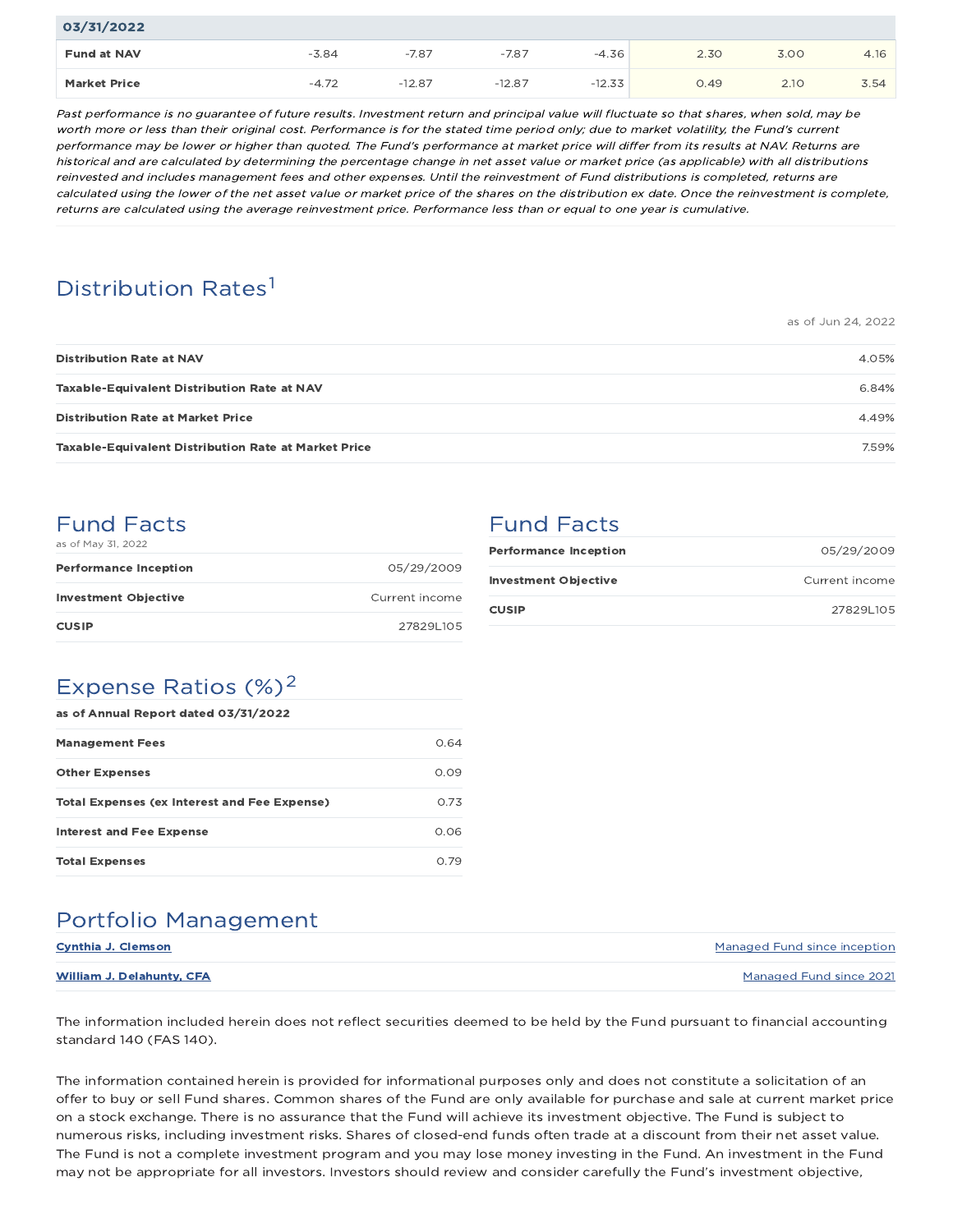| 03/31/2022 | | | | | | | |
|---|---|---|---|---|---|---|---|
| **Fund at NAV** | -3.84 | -7.87 | -7.87 | -4.36 | 2.30 | 3.00 | 4.16 |
| **Market Price** | -4.72 | -12.87 | -12.87 | -12.33 | 0.49 | 2.10 | 3.54 |

*Past performance is no guarantee of future results. Investment return and principal value will fluctuate so that shares, when sold, may be worth more or less than their original cost. Performance is for the stated time period only; due to market volatility, the Fund's current performance may be lower or higher than quoted. The Fund's performance at market price will differ from its results at NAV. Returns are historical and are calculated by determining the percentage change in net asset value or market price (as applicable) with all distributions reinvested and includes management fees and other expenses. Until the reinvestment of Fund distributions is completed, returns are calculated using the lower of the net asset value or market price of the shares on the distribution ex date. Once the reinvestment is complete, returns are calculated using the average reinvestment price. Performance less than or equal to one year is cumulative.*

## Distribution Rates[1]

as of Jun 24, 2022

| | |
|---|---|
| **Distribution Rate at NAV** | 4.05% |
| **Taxable-Equivalent Distribution Rate at NAV** | 6.84% |
| **Distribution Rate at Market Price** | 4.49% |
| **Taxable-Equivalent Distribution Rate at Market Price** | 7.59% |

## Fund Facts

as of May 31, 2022

| | |
|---|---|
| **Performance Inception** | 05/29/2009 |
| **Investment Objective** | Current income |
| **CUSIP** | 27829L105 |

## Expense Ratios (%)[2]

| as of Annual Report dated 03/31/2022 | |
|---|---|
| **Management Fees** | 0.64 |
| **Other Expenses** | 0.09 |
| **Total Expenses (ex Interest and Fee Expense)** | 0.73 |
| **Interest and Fee Expense** | 0.06 |
| **Total Expenses** | 0.79 |

## Fund Facts

| | |
|---|---|
| **Performance Inception** | 05/29/2009 |
| **Investment Objective** | Current income |
| **CUSIP** | 27829L105 |

## Portfolio Management

| | |
|---|---|
| **Cynthia J. Clemson** | Managed Fund since inception |
| **William J. Delahunty, CFA** | Managed Fund since 2021 |

The information included herein does not reflect securities deemed to be held by the Fund pursuant to financial accounting standard 140 (FAS 140).

The information contained herein is provided for informational purposes only and does not constitute a solicitation of an offer to buy or sell Fund shares. Common shares of the Fund are only available for purchase and sale at current market price on a stock exchange. There is no assurance that the Fund will achieve its investment objective. The Fund is subject to numerous risks, including investment risks. Shares of closed-end funds often trade at a discount from their net asset value. The Fund is not a complete investment program and you may lose money investing in the Fund. An investment in the Fund may not be appropriate for all investors. Investors should review and consider carefully the Fund's investment objective,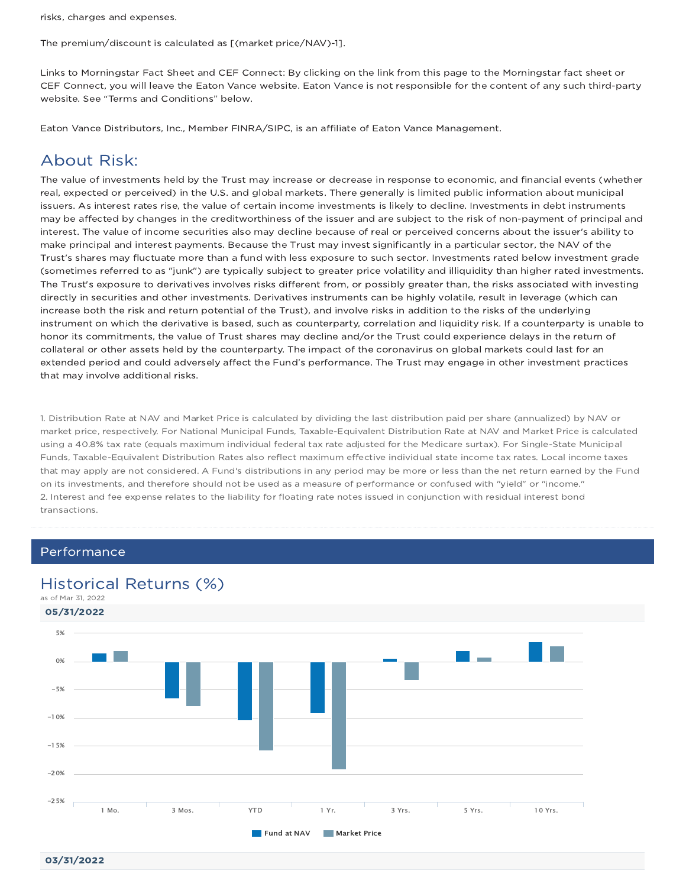risks, charges and expenses.

The premium/discount is calculated as [(market price/NAV)-1].

Links to Morningstar Fact Sheet and CEF Connect: By clicking on the link from this page to the Morningstar fact sheet or CEF Connect, you will leave the Eaton Vance website. Eaton Vance is not responsible for the content of any such third-party website. See "Terms and Conditions" below.

Eaton Vance Distributors, Inc., Member FINRA/SIPC, is an affiliate of Eaton Vance Management.

## About Risk:

The value of investments held by the Trust may increase or decrease in response to economic, and financial events (whether real, expected or perceived) in the U.S. and global markets. There generally is limited public information about municipal issuers. As interest rates rise, the value of certain income investments is likely to decline. Investments in debt instruments may be affected by changes in the creditworthiness of the issuer and are subject to the risk of non-payment of principal and interest. The value of income securities also may decline because of real or perceived concerns about the issuer's ability to make principal and interest payments. Because the Trust may invest significantly in a particular sector, the NAV of the Trust's shares may fluctuate more than a fund with less exposure to such sector. Investments rated below investment grade (sometimes referred to as "junk") are typically subject to greater price volatility and illiquidity than higher rated investments. The Trust's exposure to derivatives involves risks different from, or possibly greater than, the risks associated with investing directly in securities and other investments. Derivatives instruments can be highly volatile, result in leverage (which can increase both the risk and return potential of the Trust), and involve risks in addition to the risks of the underlying instrument on which the derivative is based, such as counterparty, correlation and liquidity risk. If a counterparty is unable to honor its commitments, the value of Trust shares may decline and/or the Trust could experience delays in the return of collateral or other assets held by the counterparty. The impact of the coronavirus on global markets could last for an extended period and could adversely affect the Fund's performance. The Trust may engage in other investment practices that may involve additional risks.

1. Distribution Rate at NAV and Market Price is calculated by dividing the last distribution paid per share (annualized) by NAV or market price, respectively. For National Municipal Funds, Taxable-Equivalent Distribution Rate at NAV and Market Price is calculated using a 40.8% tax rate (equals maximum individual federal tax rate adjusted for the Medicare surtax). For Single-State Municipal Funds, Taxable-Equivalent Distribution Rates also reflect maximum effective individual state income tax rates. Local income taxes that may apply are not considered. A Fund's distributions in any period may be more or less than the net return earned by the Fund on its investments, and therefore should not be used as a measure of performance or confused with "yield" or "income."
2. Interest and fee expense relates to the liability for floating rate notes issued in conjunction with residual interest bond transactions.

## Performance

## Historical Returns (%)

as of Mar 31, 2022

**05/31/2022**

Legend: Fund at NAV, Market Price

Chart categories: 1 Mo., 3 Mos., YTD, 1 Yr., 3 Yrs., 5 Yrs., 10 Yrs.

**03/31/2022**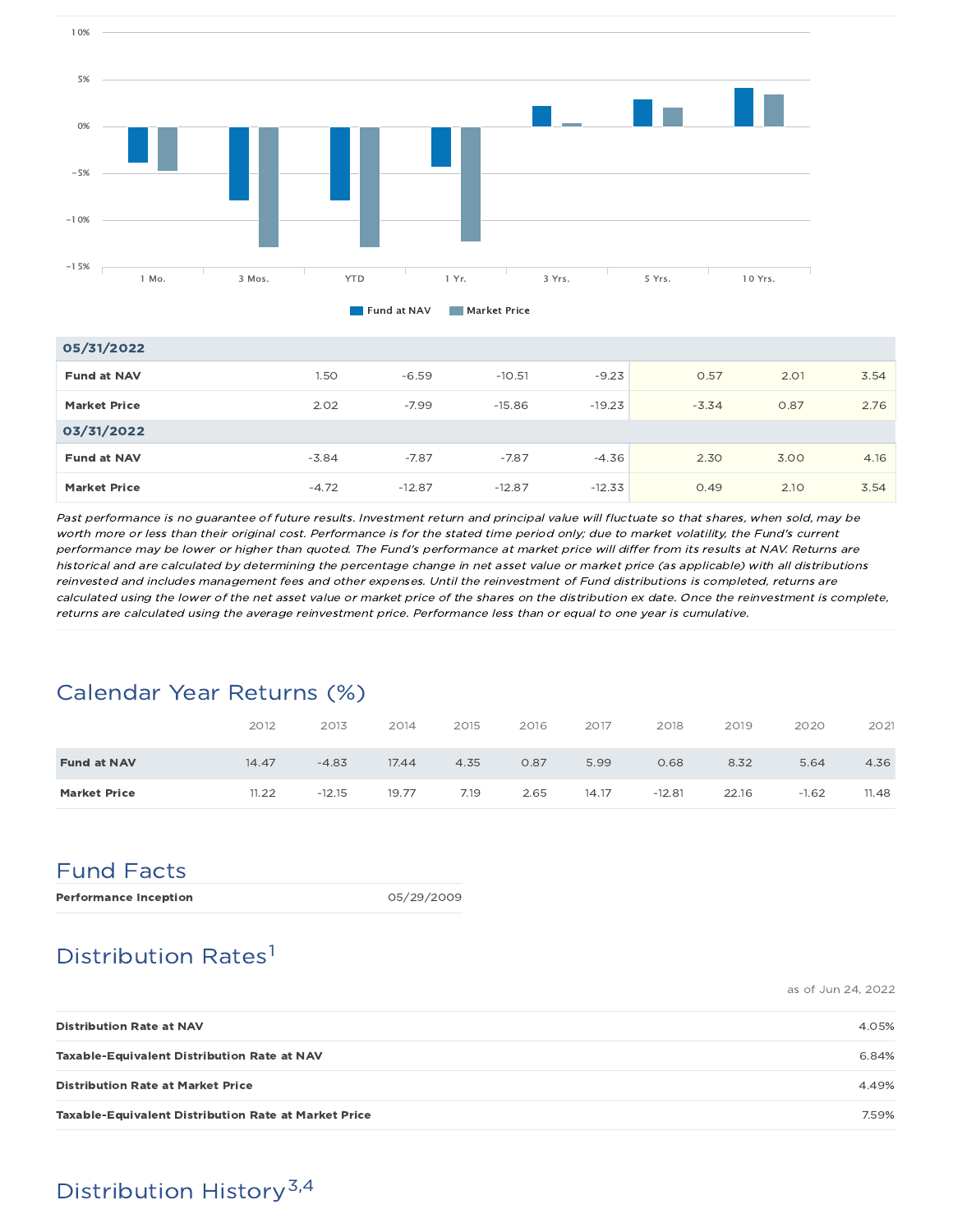| | 1 Mo. | 3 Mos. | YTD | 1 Yr. | 3 Yrs. | 5 Yrs. | 10 Yrs. |
|---|---|---|---|---|---|---|---|
| **05/31/2022** | | | | | | | |
| **Fund at NAV** | 1.50 | -6.59 | -10.51 | -9.23 | 0.57 | 2.01 | 3.54 |
| **Market Price** | 2.02 | -7.99 | -15.86 | -19.23 | -3.34 | 0.87 | 2.76 |
| **03/31/2022** | | | | | | | |
| **Fund at NAV** | -3.84 | -7.87 | -7.87 | -4.36 | 2.30 | 3.00 | 4.16 |
| **Market Price** | -4.72 | -12.87 | -12.87 | -12.33 | 0.49 | 2.10 | 3.54 |

*Past performance is no guarantee of future results. Investment return and principal value will fluctuate so that shares, when sold, may be worth more or less than their original cost. Performance is for the stated time period only; due to market volatility, the Fund's current performance may be lower or higher than quoted. The Fund's performance at market price will differ from its results at NAV. Returns are historical and are calculated by determining the percentage change in net asset value or market price (as applicable) with all distributions reinvested and includes management fees and other expenses. Until the reinvestment of Fund distributions is completed, returns are calculated using the lower of the net asset value or market price of the shares on the distribution ex date. Once the reinvestment is complete, returns are calculated using the average reinvestment price. Performance less than or equal to one year is cumulative.*

## Calendar Year Returns (%)

| | 2012 | 2013 | 2014 | 2015 | 2016 | 2017 | 2018 | 2019 | 2020 | 2021 |
|---|---|---|---|---|---|---|---|---|---|---|
| **Fund at NAV** | 14.47 | -4.83 | 17.44 | 4.35 | 0.87 | 5.99 | 0.68 | 8.32 | 5.64 | 4.36 |
| **Market Price** | 11.22 | -12.15 | 19.77 | 7.19 | 2.65 | 14.17 | -12.81 | 22.16 | -1.62 | 11.48 |

## Fund Facts

| | |
|---|---|
| **Performance Inception** | 05/29/2009 |

## Distribution Rates[1]

as of Jun 24, 2022

| | |
|---|---|
| **Distribution Rate at NAV** | 4.05% |
| **Taxable-Equivalent Distribution Rate at NAV** | 6.84% |
| **Distribution Rate at Market Price** | 4.49% |
| **Taxable-Equivalent Distribution Rate at Market Price** | 7.59% |

## Distribution History[3,4]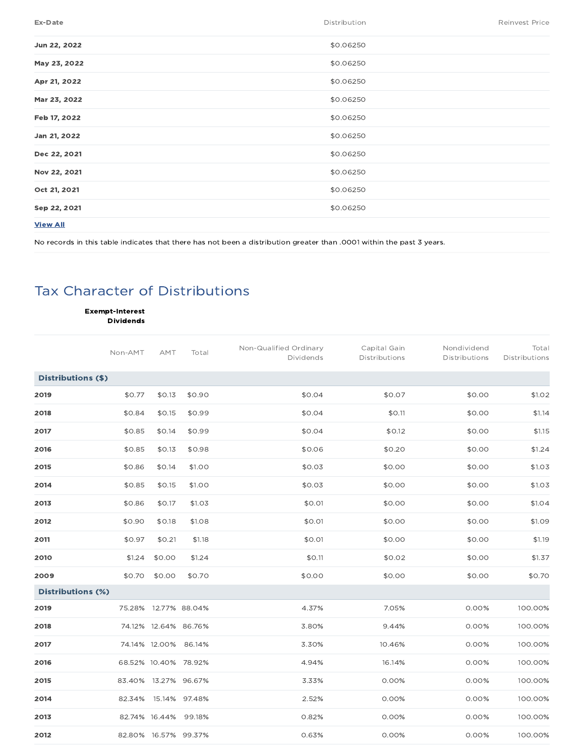| Ex-Date | Distribution | Reinvest Price |
|---|---|---|
| **Jun 22, 2022** | $0.06250 | |
| **May 23, 2022** | $0.06250 | |
| **Apr 21, 2022** | $0.06250 | |
| **Mar 23, 2022** | $0.06250 | |
| **Feb 17, 2022** | $0.06250 | |
| **Jan 21, 2022** | $0.06250 | |
| **Dec 22, 2021** | $0.06250 | |
| **Nov 22, 2021** | $0.06250 | |
| **Oct 21, 2021** | $0.06250 | |
| **Sep 22, 2021** | $0.06250 | |

**View All**

No records in this table indicates that there has not been a distribution greater than .0001 within the past 3 years.

## Tax Character of Distributions

| | Exempt-Interest Dividends | | | | | | |
|---|---|---|---|---|---|---|---|
| | Non-AMT | AMT | Total | Non-Qualified Ordinary Dividends | Capital Gain Distributions | Nondividend Distributions | Total Distributions |
| **Distributions ($)** | | | | | | | |
| **2019** | $0.77 | $0.13 | $0.90 | $0.04 | $0.07 | $0.00 | $1.02 |
| **2018** | $0.84 | $0.15 | $0.99 | $0.04 | $0.11 | $0.00 | $1.14 |
| **2017** | $0.85 | $0.14 | $0.99 | $0.04 | $0.12 | $0.00 | $1.15 |
| **2016** | $0.85 | $0.13 | $0.98 | $0.06 | $0.20 | $0.00 | $1.24 |
| **2015** | $0.86 | $0.14 | $1.00 | $0.03 | $0.00 | $0.00 | $1.03 |
| **2014** | $0.85 | $0.15 | $1.00 | $0.03 | $0.00 | $0.00 | $1.03 |
| **2013** | $0.86 | $0.17 | $1.03 | $0.01 | $0.00 | $0.00 | $1.04 |
| **2012** | $0.90 | $0.18 | $1.08 | $0.01 | $0.00 | $0.00 | $1.09 |
| **2011** | $0.97 | $0.21 | $1.18 | $0.01 | $0.00 | $0.00 | $1.19 |
| **2010** | $1.24 | $0.00 | $1.24 | $0.11 | $0.02 | $0.00 | $1.37 |
| **2009** | $0.70 | $0.00 | $0.70 | $0.00 | $0.00 | $0.00 | $0.70 |
| **Distributions (%)** | | | | | | | |
| **2019** | 75.28% | 12.77% | 88.04% | 4.37% | 7.05% | 0.00% | 100.00% |
| **2018** | 74.12% | 12.64% | 86.76% | 3.80% | 9.44% | 0.00% | 100.00% |
| **2017** | 74.14% | 12.00% | 86.14% | 3.30% | 10.46% | 0.00% | 100.00% |
| **2016** | 68.52% | 10.40% | 78.92% | 4.94% | 16.14% | 0.00% | 100.00% |
| **2015** | 83.40% | 13.27% | 96.67% | 3.33% | 0.00% | 0.00% | 100.00% |
| **2014** | 82.34% | 15.14% | 97.48% | 2.52% | 0.00% | 0.00% | 100.00% |
| **2013** | 82.74% | 16.44% | 99.18% | 0.82% | 0.00% | 0.00% | 100.00% |
| **2012** | 82.80% | 16.57% | 99.37% | 0.63% | 0.00% | 0.00% | 100.00% |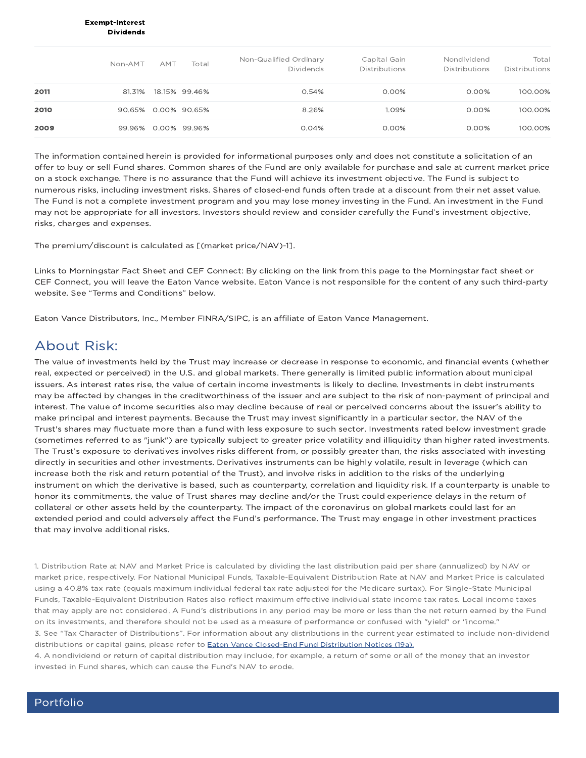| | Exempt-Interest Dividends | | | | | | |
|---|---|---|---|---|---|---|---|
| | Non-AMT | AMT | Total | Non-Qualified Ordinary Dividends | Capital Gain Distributions | Nondividend Distributions | Total Distributions |
| **2011** | 81.31% | 18.15% | 99.46% | 0.54% | 0.00% | 0.00% | 100.00% |
| **2010** | 90.65% | 0.00% | 90.65% | 8.26% | 1.09% | 0.00% | 100.00% |
| **2009** | 99.96% | 0.00% | 99.96% | 0.04% | 0.00% | 0.00% | 100.00% |

The information contained herein is provided for informational purposes only and does not constitute a solicitation of an offer to buy or sell Fund shares. Common shares of the Fund are only available for purchase and sale at current market price on a stock exchange. There is no assurance that the Fund will achieve its investment objective. The Fund is subject to numerous risks, including investment risks. Shares of closed-end funds often trade at a discount from their net asset value. The Fund is not a complete investment program and you may lose money investing in the Fund. An investment in the Fund may not be appropriate for all investors. Investors should review and consider carefully the Fund's investment objective, risks, charges and expenses.

The premium/discount is calculated as [(market price/NAV)-1].

Links to Morningstar Fact Sheet and CEF Connect: By clicking on the link from this page to the Morningstar fact sheet or CEF Connect, you will leave the Eaton Vance website. Eaton Vance is not responsible for the content of any such third-party website. See "Terms and Conditions" below.

Eaton Vance Distributors, Inc., Member FINRA/SIPC, is an affiliate of Eaton Vance Management.

## About Risk:

The value of investments held by the Trust may increase or decrease in response to economic, and financial events (whether real, expected or perceived) in the U.S. and global markets. There generally is limited public information about municipal issuers. As interest rates rise, the value of certain income investments is likely to decline. Investments in debt instruments may be affected by changes in the creditworthiness of the issuer and are subject to the risk of non-payment of principal and interest. The value of income securities also may decline because of real or perceived concerns about the issuer's ability to make principal and interest payments. Because the Trust may invest significantly in a particular sector, the NAV of the Trust's shares may fluctuate more than a fund with less exposure to such sector. Investments rated below investment grade (sometimes referred to as "junk") are typically subject to greater price volatility and illiquidity than higher rated investments. The Trust's exposure to derivatives involves risks different from, or possibly greater than, the risks associated with investing directly in securities and other investments. Derivatives instruments can be highly volatile, result in leverage (which can increase both the risk and return potential of the Trust), and involve risks in addition to the risks of the underlying instrument on which the derivative is based, such as counterparty, correlation and liquidity risk. If a counterparty is unable to honor its commitments, the value of Trust shares may decline and/or the Trust could experience delays in the return of collateral or other assets held by the counterparty. The impact of the coronavirus on global markets could last for an extended period and could adversely affect the Fund's performance. The Trust may engage in other investment practices that may involve additional risks.

1. Distribution Rate at NAV and Market Price is calculated by dividing the last distribution paid per share (annualized) by NAV or market price, respectively. For National Municipal Funds, Taxable-Equivalent Distribution Rate at NAV and Market Price is calculated using a 40.8% tax rate (equals maximum individual federal tax rate adjusted for the Medicare surtax). For Single-State Municipal Funds, Taxable-Equivalent Distribution Rates also reflect maximum effective individual state income tax rates. Local income taxes that may apply are not considered. A Fund's distributions in any period may be more or less than the net return earned by the Fund on its investments, and therefore should not be used as a measure of performance or confused with "yield" or "income."
3. See "Tax Character of Distributions". For information about any distributions in the current year estimated to include non-dividend distributions or capital gains, please refer to Eaton Vance Closed-End Fund Distribution Notices (19a).
4. A nondividend or return of capital distribution may include, for example, a return of some or all of the money that an investor invested in Fund shares, which can cause the Fund's NAV to erode.

## Portfolio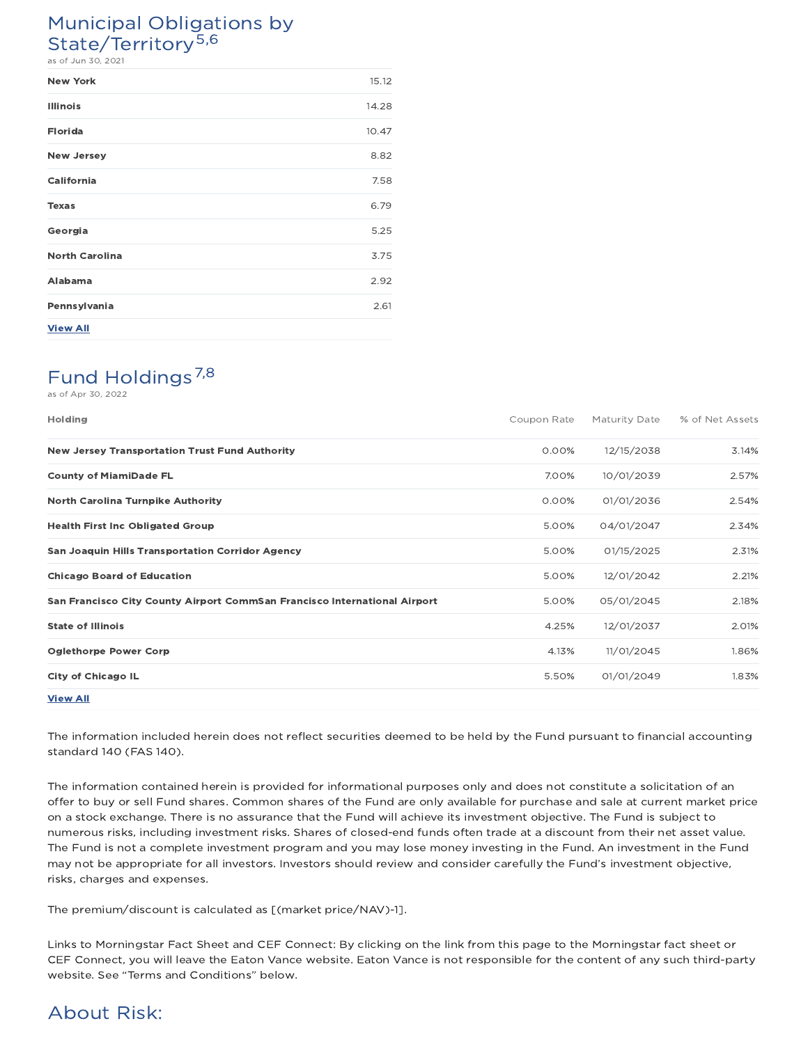## Municipal Obligations by State/Territory[5,6]

as of Jun 30, 2021

| | |
|---|---|
| **New York** | 15.12 |
| **Illinois** | 14.28 |
| **Florida** | 10.47 |
| **New Jersey** | 8.82 |
| **California** | 7.58 |
| **Texas** | 6.79 |
| **Georgia** | 5.25 |
| **North Carolina** | 3.75 |
| **Alabama** | 2.92 |
| **Pennsylvania** | 2.61 |

**View All**

## Fund Holdings[7,8]

as of Apr 30, 2022

| Holding | Coupon Rate | Maturity Date | % of Net Assets |
|---|---|---|---|
| **New Jersey Transportation Trust Fund Authority** | 0.00% | 12/15/2038 | 3.14% |
| **County of MiamiDade FL** | 7.00% | 10/01/2039 | 2.57% |
| **North Carolina Turnpike Authority** | 0.00% | 01/01/2036 | 2.54% |
| **Health First Inc Obligated Group** | 5.00% | 04/01/2047 | 2.34% |
| **San Joaquin Hills Transportation Corridor Agency** | 5.00% | 01/15/2025 | 2.31% |
| **Chicago Board of Education** | 5.00% | 12/01/2042 | 2.21% |
| **San Francisco City County Airport CommSan Francisco International Airport** | 5.00% | 05/01/2045 | 2.18% |
| **State of Illinois** | 4.25% | 12/01/2037 | 2.01% |
| **Oglethorpe Power Corp** | 4.13% | 11/01/2045 | 1.86% |
| **City of Chicago IL** | 5.50% | 01/01/2049 | 1.83% |

**View All**

The information included herein does not reflect securities deemed to be held by the Fund pursuant to financial accounting standard 140 (FAS 140).

The information contained herein is provided for informational purposes only and does not constitute a solicitation of an offer to buy or sell Fund shares. Common shares of the Fund are only available for purchase and sale at current market price on a stock exchange. There is no assurance that the Fund will achieve its investment objective. The Fund is subject to numerous risks, including investment risks. Shares of closed-end funds often trade at a discount from their net asset value. The Fund is not a complete investment program and you may lose money investing in the Fund. An investment in the Fund may not be appropriate for all investors. Investors should review and consider carefully the Fund's investment objective, risks, charges and expenses.

The premium/discount is calculated as [(market price/NAV)-1].

Links to Morningstar Fact Sheet and CEF Connect: By clicking on the link from this page to the Morningstar fact sheet or CEF Connect, you will leave the Eaton Vance website. Eaton Vance is not responsible for the content of any such third-party website. See "Terms and Conditions" below.

## About Risk: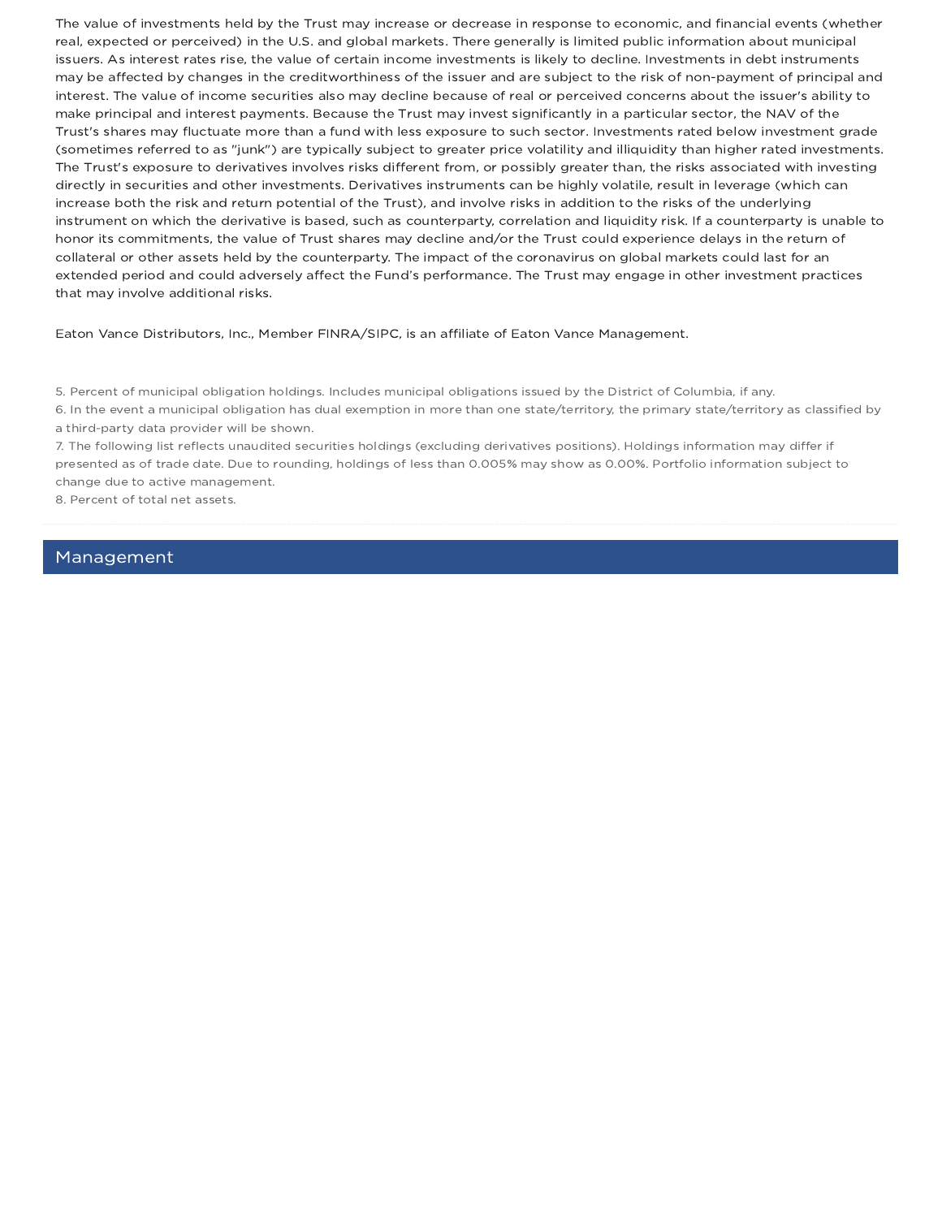The value of investments held by the Trust may increase or decrease in response to economic, and financial events (whether real, expected or perceived) in the U.S. and global markets. There generally is limited public information about municipal issuers. As interest rates rise, the value of certain income investments is likely to decline. Investments in debt instruments may be affected by changes in the creditworthiness of the issuer and are subject to the risk of non-payment of principal and interest. The value of income securities also may decline because of real or perceived concerns about the issuer's ability to make principal and interest payments. Because the Trust may invest significantly in a particular sector, the NAV of the Trust's shares may fluctuate more than a fund with less exposure to such sector. Investments rated below investment grade (sometimes referred to as "junk") are typically subject to greater price volatility and illiquidity than higher rated investments. The Trust's exposure to derivatives involves risks different from, or possibly greater than, the risks associated with investing directly in securities and other investments. Derivatives instruments can be highly volatile, result in leverage (which can increase both the risk and return potential of the Trust), and involve risks in addition to the risks of the underlying instrument on which the derivative is based, such as counterparty, correlation and liquidity risk. If a counterparty is unable to honor its commitments, the value of Trust shares may decline and/or the Trust could experience delays in the return of collateral or other assets held by the counterparty. The impact of the coronavirus on global markets could last for an extended period and could adversely affect the Fund's performance. The Trust may engage in other investment practices that may involve additional risks.

Eaton Vance Distributors, Inc., Member FINRA/SIPC, is an affiliate of Eaton Vance Management.

5. Percent of municipal obligation holdings. Includes municipal obligations issued by the District of Columbia, if any.
6. In the event a municipal obligation has dual exemption in more than one state/territory, the primary state/territory as classified by a third-party data provider will be shown.
7. The following list reflects unaudited securities holdings (excluding derivatives positions). Holdings information may differ if presented as of trade date. Due to rounding, holdings of less than 0.005% may show as 0.00%. Portfolio information subject to change due to active management.
8. Percent of total net assets.

## Management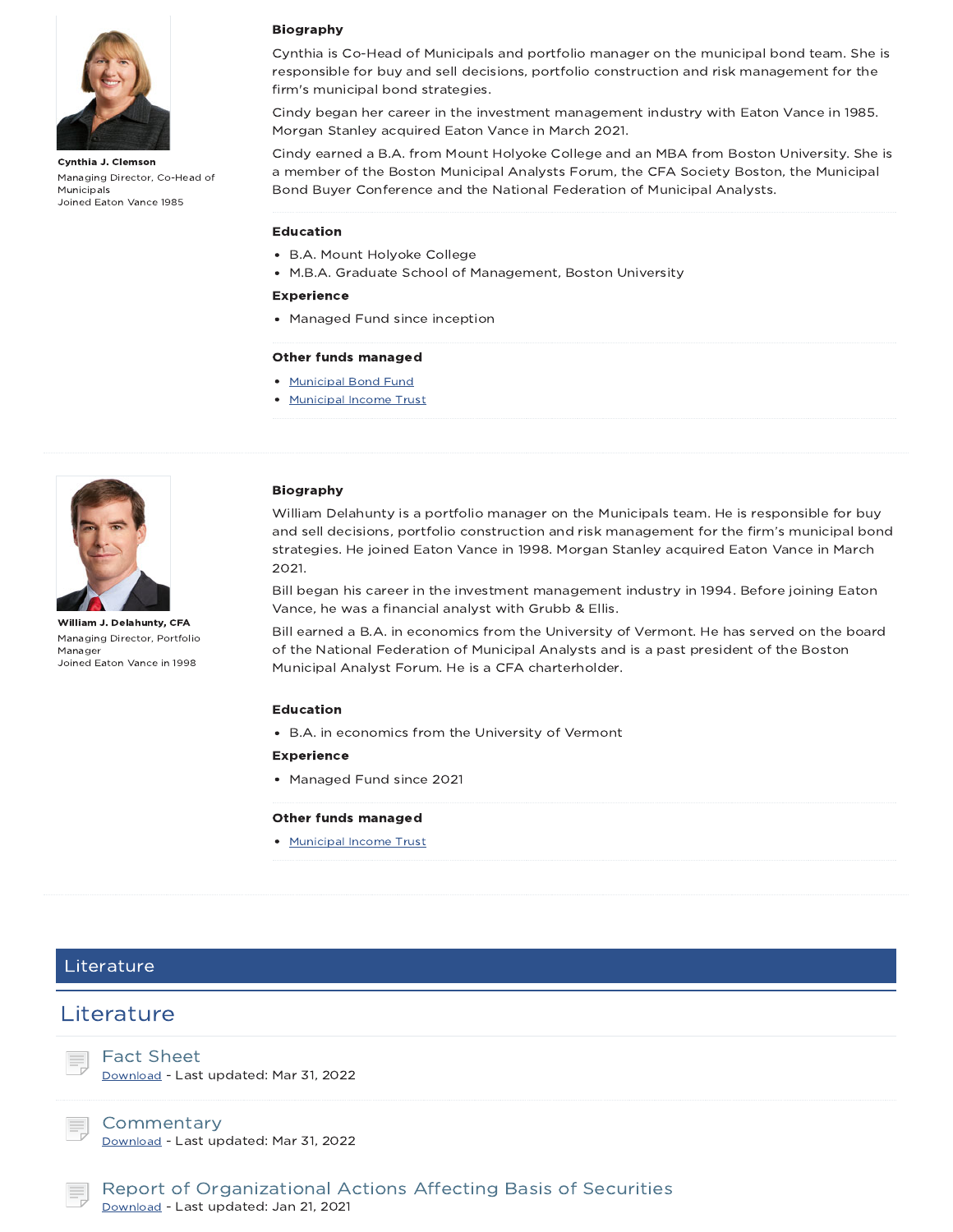**Cynthia J. Clemson**

Managing Director, Co-Head of Municipals

Joined Eaton Vance 1985

### Biography

Cynthia is Co-Head of Municipals and portfolio manager on the municipal bond team. She is responsible for buy and sell decisions, portfolio construction and risk management for the firm's municipal bond strategies.

Cindy began her career in the investment management industry with Eaton Vance in 1985. Morgan Stanley acquired Eaton Vance in March 2021.

Cindy earned a B.A. from Mount Holyoke College and an MBA from Boston University. She is a member of the Boston Municipal Analysts Forum, the CFA Society Boston, the Municipal Bond Buyer Conference and the National Federation of Municipal Analysts.

### Education

- B.A. Mount Holyoke College
- M.B.A. Graduate School of Management, Boston University

### Experience

- Managed Fund since inception

### Other funds managed

- Municipal Bond Fund
- Municipal Income Trust

---

**William J. Delahunty, CFA**

Managing Director, Portfolio Manager

Joined Eaton Vance in 1998

### Biography

William Delahunty is a portfolio manager on the Municipals team. He is responsible for buy and sell decisions, portfolio construction and risk management for the firm's municipal bond strategies. He joined Eaton Vance in 1998. Morgan Stanley acquired Eaton Vance in March 2021.

Bill began his career in the investment management industry in 1994. Before joining Eaton Vance, he was a financial analyst with Grubb & Ellis.

Bill earned a B.A. in economics from the University of Vermont. He has served on the board of the National Federation of Municipal Analysts and is a past president of the Boston Municipal Analyst Forum. He is a CFA charterholder.

### Education

- B.A. in economics from the University of Vermont

### Experience

- Managed Fund since 2021

### Other funds managed

- Municipal Income Trust

---

## Literature

## Literature

### Fact Sheet
Download - Last updated: Mar 31, 2022

### Commentary
Download - Last updated: Mar 31, 2022

### Report of Organizational Actions Affecting Basis of Securities
Download - Last updated: Jan 21, 2021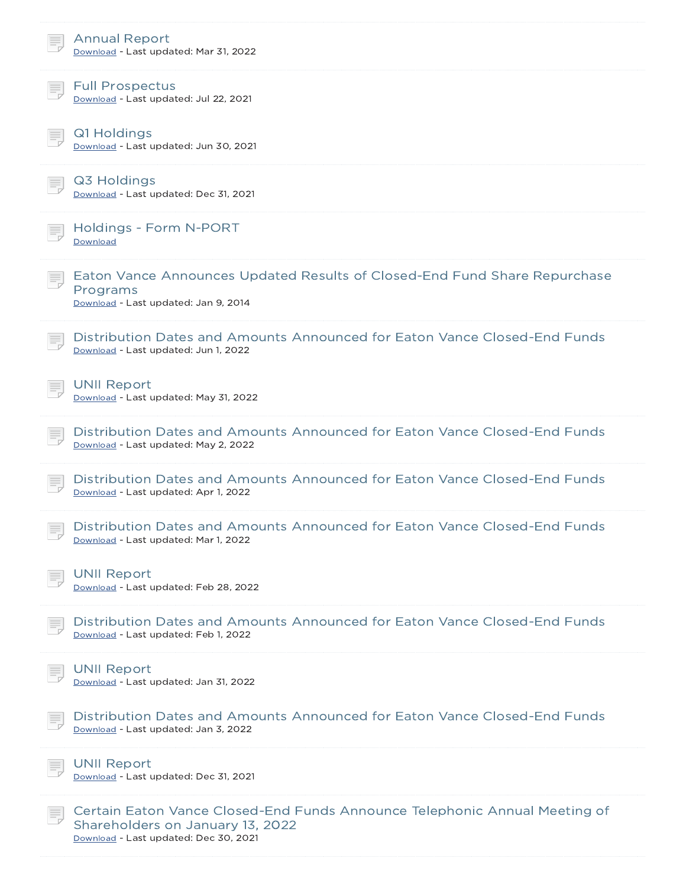### Annual Report
Download - Last updated: Mar 31, 2022

### Full Prospectus
Download - Last updated: Jul 22, 2021

### Q1 Holdings
Download - Last updated: Jun 30, 2021

### Q3 Holdings
Download - Last updated: Dec 31, 2021

### Holdings - Form N-PORT
Download

### Eaton Vance Announces Updated Results of Closed-End Fund Share Repurchase Programs
Download - Last updated: Jan 9, 2014

### Distribution Dates and Amounts Announced for Eaton Vance Closed-End Funds
Download - Last updated: Jun 1, 2022

### UNII Report
Download - Last updated: May 31, 2022

### Distribution Dates and Amounts Announced for Eaton Vance Closed-End Funds
Download - Last updated: May 2, 2022

### Distribution Dates and Amounts Announced for Eaton Vance Closed-End Funds
Download - Last updated: Apr 1, 2022

### Distribution Dates and Amounts Announced for Eaton Vance Closed-End Funds
Download - Last updated: Mar 1, 2022

### UNII Report
Download - Last updated: Feb 28, 2022

### Distribution Dates and Amounts Announced for Eaton Vance Closed-End Funds
Download - Last updated: Feb 1, 2022

### UNII Report
Download - Last updated: Jan 31, 2022

### Distribution Dates and Amounts Announced for Eaton Vance Closed-End Funds
Download - Last updated: Jan 3, 2022

### UNII Report
Download - Last updated: Dec 31, 2021

### Certain Eaton Vance Closed-End Funds Announce Telephonic Annual Meeting of Shareholders on January 13, 2022
Download - Last updated: Dec 30, 2021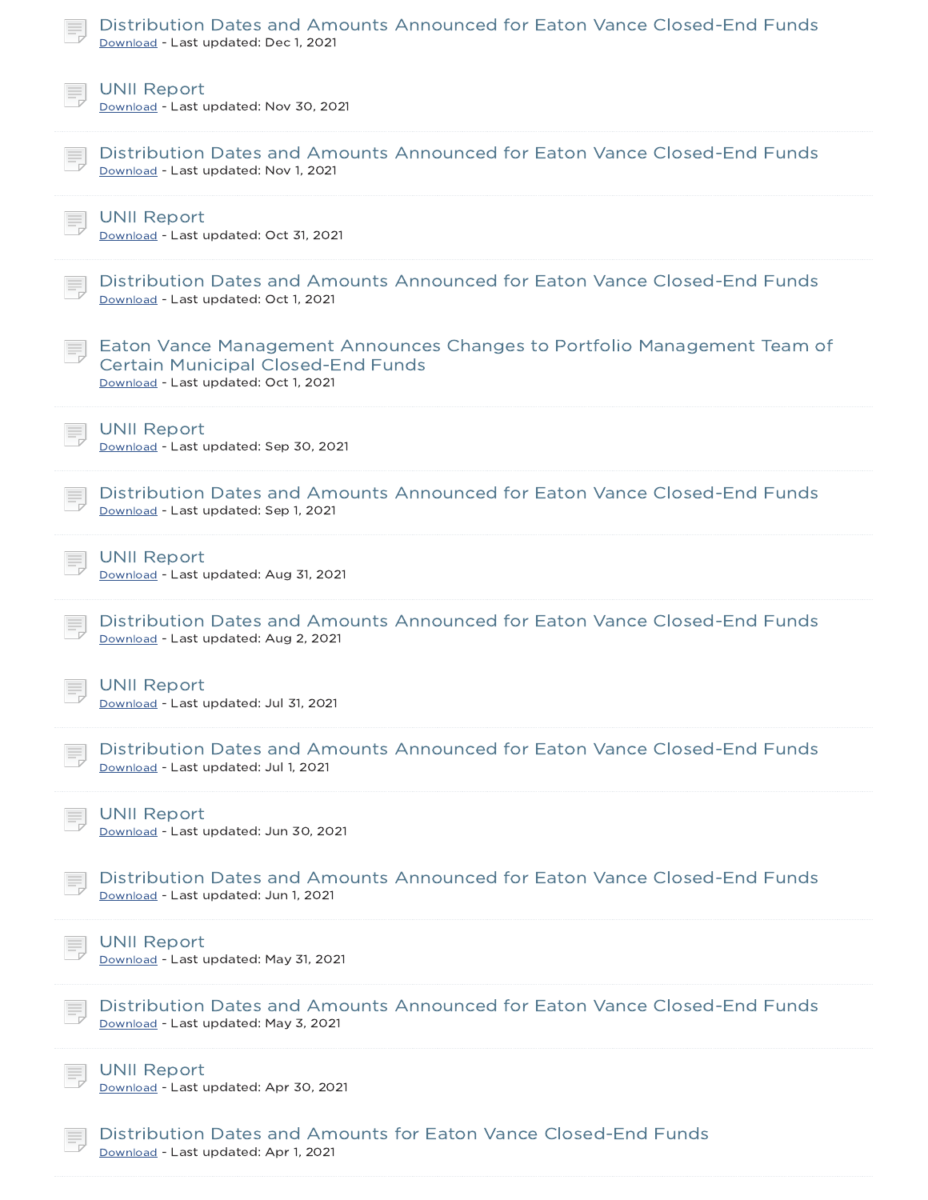Distribution Dates and Amounts Announced for Eaton Vance Closed-End Funds
Download - Last updated: Dec 1, 2021

UNII Report
Download - Last updated: Nov 30, 2021

Distribution Dates and Amounts Announced for Eaton Vance Closed-End Funds
Download - Last updated: Nov 1, 2021

UNII Report
Download - Last updated: Oct 31, 2021

Distribution Dates and Amounts Announced for Eaton Vance Closed-End Funds
Download - Last updated: Oct 1, 2021

Eaton Vance Management Announces Changes to Portfolio Management Team of Certain Municipal Closed-End Funds
Download - Last updated: Oct 1, 2021

UNII Report
Download - Last updated: Sep 30, 2021

Distribution Dates and Amounts Announced for Eaton Vance Closed-End Funds
Download - Last updated: Sep 1, 2021

UNII Report
Download - Last updated: Aug 31, 2021

Distribution Dates and Amounts Announced for Eaton Vance Closed-End Funds
Download - Last updated: Aug 2, 2021

UNII Report
Download - Last updated: Jul 31, 2021

Distribution Dates and Amounts Announced for Eaton Vance Closed-End Funds
Download - Last updated: Jul 1, 2021

UNII Report
Download - Last updated: Jun 30, 2021

Distribution Dates and Amounts Announced for Eaton Vance Closed-End Funds
Download - Last updated: Jun 1, 2021

UNII Report
Download - Last updated: May 31, 2021

Distribution Dates and Amounts Announced for Eaton Vance Closed-End Funds
Download - Last updated: May 3, 2021

UNII Report
Download - Last updated: Apr 30, 2021

Distribution Dates and Amounts for Eaton Vance Closed-End Funds
Download - Last updated: Apr 1, 2021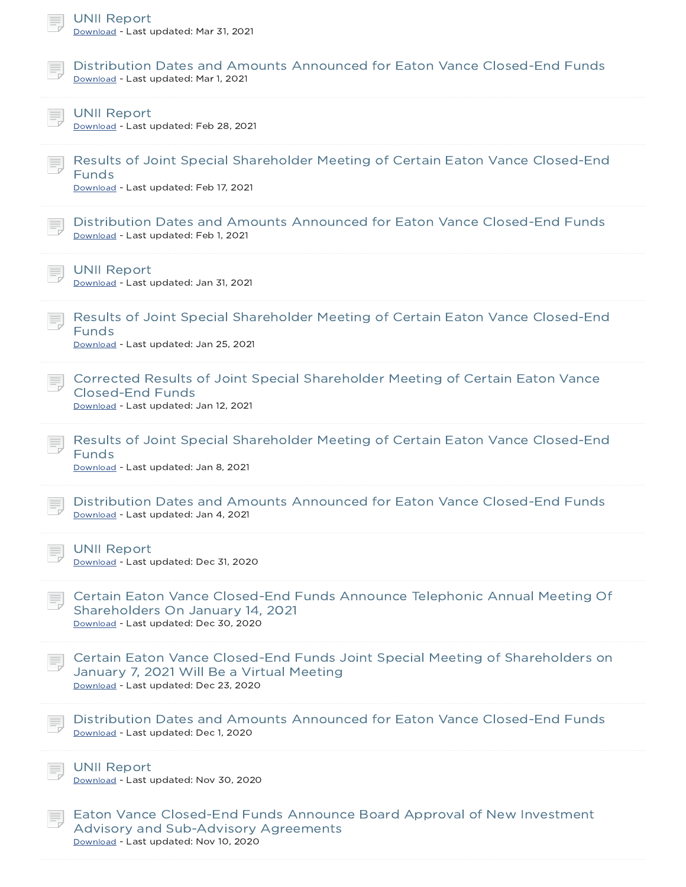UNII Report
Download - Last updated: Mar 31, 2021

Distribution Dates and Amounts Announced for Eaton Vance Closed-End Funds
Download - Last updated: Mar 1, 2021

UNII Report
Download - Last updated: Feb 28, 2021

Results of Joint Special Shareholder Meeting of Certain Eaton Vance Closed-End Funds
Download - Last updated: Feb 17, 2021

Distribution Dates and Amounts Announced for Eaton Vance Closed-End Funds
Download - Last updated: Feb 1, 2021

UNII Report
Download - Last updated: Jan 31, 2021

Results of Joint Special Shareholder Meeting of Certain Eaton Vance Closed-End Funds
Download - Last updated: Jan 25, 2021

Corrected Results of Joint Special Shareholder Meeting of Certain Eaton Vance Closed-End Funds
Download - Last updated: Jan 12, 2021

Results of Joint Special Shareholder Meeting of Certain Eaton Vance Closed-End Funds
Download - Last updated: Jan 8, 2021

Distribution Dates and Amounts Announced for Eaton Vance Closed-End Funds
Download - Last updated: Jan 4, 2021

UNII Report
Download - Last updated: Dec 31, 2020

Certain Eaton Vance Closed-End Funds Announce Telephonic Annual Meeting Of Shareholders On January 14, 2021
Download - Last updated: Dec 30, 2020

Certain Eaton Vance Closed-End Funds Joint Special Meeting of Shareholders on January 7, 2021 Will Be a Virtual Meeting
Download - Last updated: Dec 23, 2020

Distribution Dates and Amounts Announced for Eaton Vance Closed-End Funds
Download - Last updated: Dec 1, 2020

UNII Report
Download - Last updated: Nov 30, 2020

Eaton Vance Closed-End Funds Announce Board Approval of New Investment Advisory and Sub-Advisory Agreements
Download - Last updated: Nov 10, 2020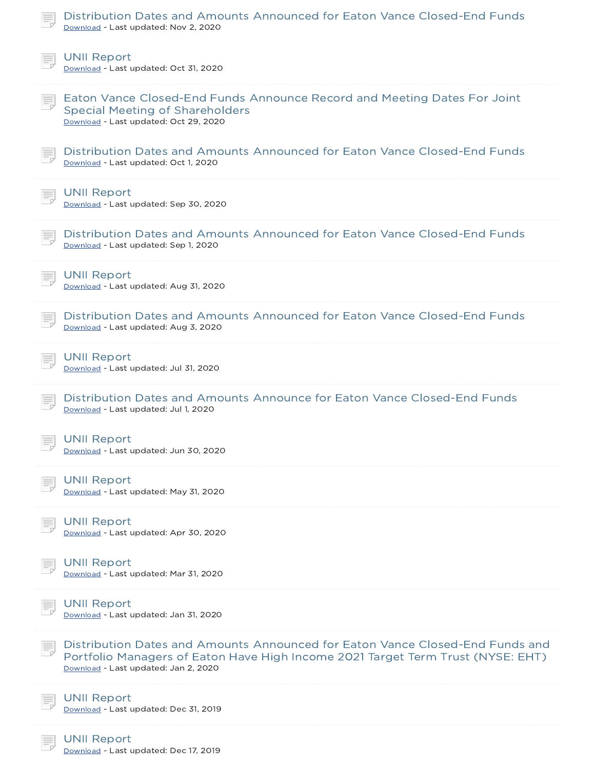Distribution Dates and Amounts Announced for Eaton Vance Closed-End Funds
Download - Last updated: Nov 2, 2020

UNII Report
Download - Last updated: Oct 31, 2020

Eaton Vance Closed-End Funds Announce Record and Meeting Dates For Joint Special Meeting of Shareholders
Download - Last updated: Oct 29, 2020

Distribution Dates and Amounts Announced for Eaton Vance Closed-End Funds
Download - Last updated: Oct 1, 2020

UNII Report
Download - Last updated: Sep 30, 2020

Distribution Dates and Amounts Announced for Eaton Vance Closed-End Funds
Download - Last updated: Sep 1, 2020

UNII Report
Download - Last updated: Aug 31, 2020

Distribution Dates and Amounts Announced for Eaton Vance Closed-End Funds
Download - Last updated: Aug 3, 2020

UNII Report
Download - Last updated: Jul 31, 2020

Distribution Dates and Amounts Announce for Eaton Vance Closed-End Funds
Download - Last updated: Jul 1, 2020

UNII Report
Download - Last updated: Jun 30, 2020

UNII Report
Download - Last updated: May 31, 2020

UNII Report
Download - Last updated: Apr 30, 2020

UNII Report
Download - Last updated: Mar 31, 2020

UNII Report
Download - Last updated: Jan 31, 2020

Distribution Dates and Amounts Announced for Eaton Vance Closed-End Funds and Portfolio Managers of Eaton Have High Income 2021 Target Term Trust (NYSE: EHT)
Download - Last updated: Jan 2, 2020

UNII Report
Download - Last updated: Dec 31, 2019

UNII Report
Download - Last updated: Dec 17, 2019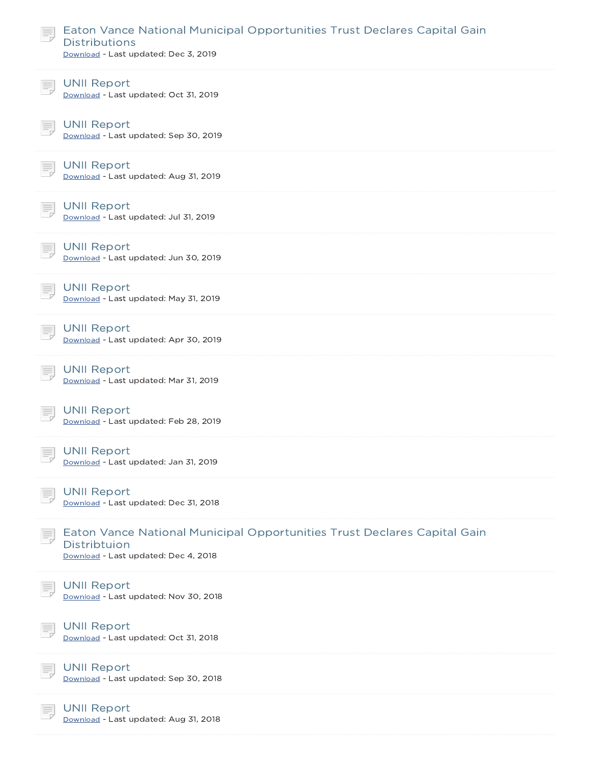Eaton Vance National Municipal Opportunities Trust Declares Capital Gain Distributions
Download - Last updated: Dec 3, 2019

UNII Report
Download - Last updated: Oct 31, 2019

UNII Report
Download - Last updated: Sep 30, 2019

UNII Report
Download - Last updated: Aug 31, 2019

UNII Report
Download - Last updated: Jul 31, 2019

UNII Report
Download - Last updated: Jun 30, 2019

UNII Report
Download - Last updated: May 31, 2019

UNII Report
Download - Last updated: Apr 30, 2019

UNII Report
Download - Last updated: Mar 31, 2019

UNII Report
Download - Last updated: Feb 28, 2019

UNII Report
Download - Last updated: Jan 31, 2019

UNII Report
Download - Last updated: Dec 31, 2018

Eaton Vance National Municipal Opportunities Trust Declares Capital Gain Distribtuion
Download - Last updated: Dec 4, 2018

UNII Report
Download - Last updated: Nov 30, 2018

UNII Report
Download - Last updated: Oct 31, 2018

UNII Report
Download - Last updated: Sep 30, 2018

UNII Report
Download - Last updated: Aug 31, 2018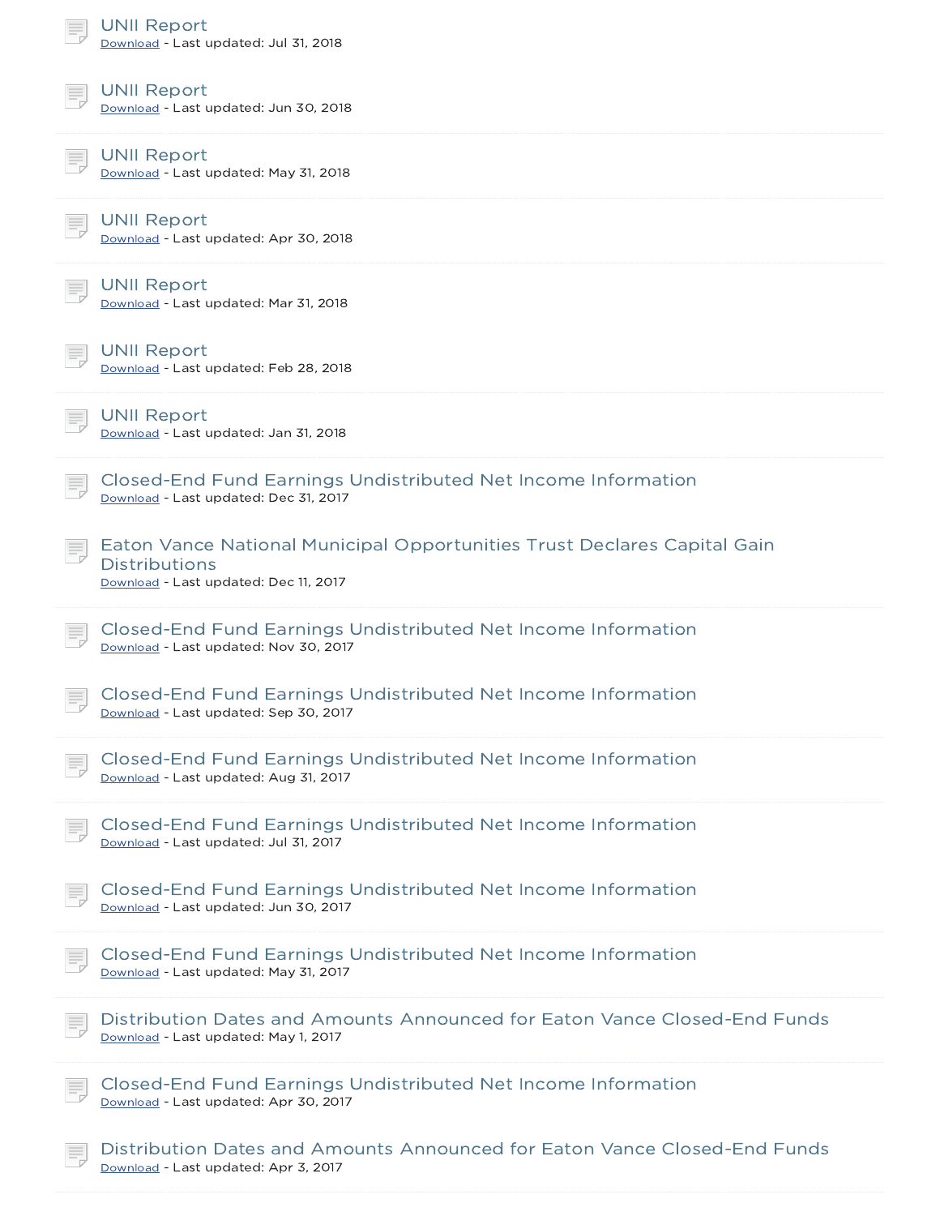UNII Report
Download - Last updated: Jul 31, 2018

UNII Report
Download - Last updated: Jun 30, 2018

UNII Report
Download - Last updated: May 31, 2018

UNII Report
Download - Last updated: Apr 30, 2018

UNII Report
Download - Last updated: Mar 31, 2018

UNII Report
Download - Last updated: Feb 28, 2018

UNII Report
Download - Last updated: Jan 31, 2018

Closed-End Fund Earnings Undistributed Net Income Information
Download - Last updated: Dec 31, 2017

Eaton Vance National Municipal Opportunities Trust Declares Capital Gain Distributions
Download - Last updated: Dec 11, 2017

Closed-End Fund Earnings Undistributed Net Income Information
Download - Last updated: Nov 30, 2017

Closed-End Fund Earnings Undistributed Net Income Information
Download - Last updated: Sep 30, 2017

Closed-End Fund Earnings Undistributed Net Income Information
Download - Last updated: Aug 31, 2017

Closed-End Fund Earnings Undistributed Net Income Information
Download - Last updated: Jul 31, 2017

Closed-End Fund Earnings Undistributed Net Income Information
Download - Last updated: Jun 30, 2017

Closed-End Fund Earnings Undistributed Net Income Information
Download - Last updated: May 31, 2017

Distribution Dates and Amounts Announced for Eaton Vance Closed-End Funds
Download - Last updated: May 1, 2017

Closed-End Fund Earnings Undistributed Net Income Information
Download - Last updated: Apr 30, 2017

Distribution Dates and Amounts Announced for Eaton Vance Closed-End Funds
Download - Last updated: Apr 3, 2017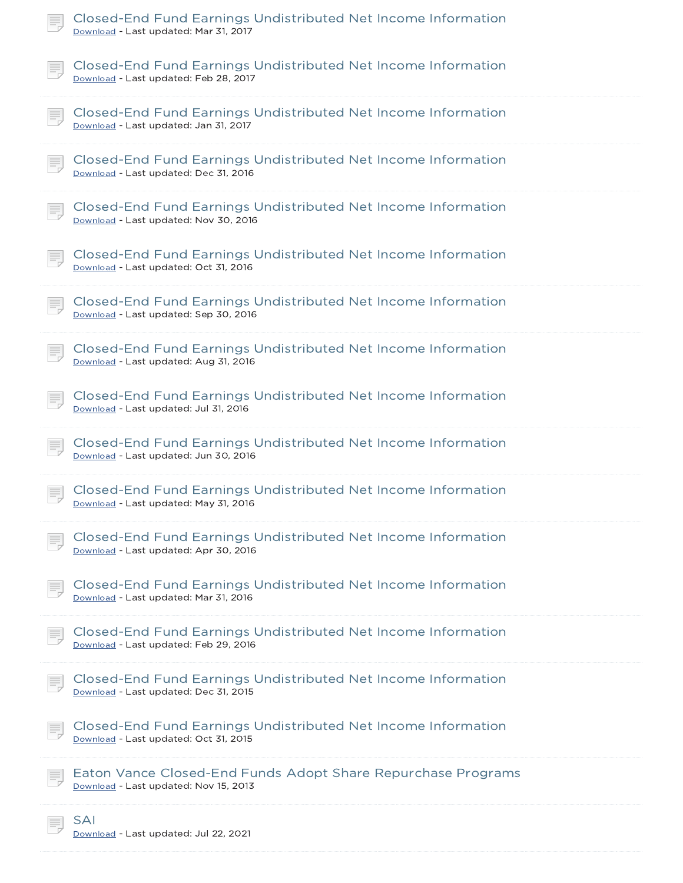Closed-End Fund Earnings Undistributed Net Income Information
Download - Last updated: Mar 31, 2017

Closed-End Fund Earnings Undistributed Net Income Information
Download - Last updated: Feb 28, 2017

Closed-End Fund Earnings Undistributed Net Income Information
Download - Last updated: Jan 31, 2017

Closed-End Fund Earnings Undistributed Net Income Information
Download - Last updated: Dec 31, 2016

Closed-End Fund Earnings Undistributed Net Income Information
Download - Last updated: Nov 30, 2016

Closed-End Fund Earnings Undistributed Net Income Information
Download - Last updated: Oct 31, 2016

Closed-End Fund Earnings Undistributed Net Income Information
Download - Last updated: Sep 30, 2016

Closed-End Fund Earnings Undistributed Net Income Information
Download - Last updated: Aug 31, 2016

Closed-End Fund Earnings Undistributed Net Income Information
Download - Last updated: Jul 31, 2016

Closed-End Fund Earnings Undistributed Net Income Information
Download - Last updated: Jun 30, 2016

Closed-End Fund Earnings Undistributed Net Income Information
Download - Last updated: May 31, 2016

Closed-End Fund Earnings Undistributed Net Income Information
Download - Last updated: Apr 30, 2016

Closed-End Fund Earnings Undistributed Net Income Information
Download - Last updated: Mar 31, 2016

Closed-End Fund Earnings Undistributed Net Income Information
Download - Last updated: Feb 29, 2016

Closed-End Fund Earnings Undistributed Net Income Information
Download - Last updated: Dec 31, 2015

Closed-End Fund Earnings Undistributed Net Income Information
Download - Last updated: Oct 31, 2015

Eaton Vance Closed-End Funds Adopt Share Repurchase Programs
Download - Last updated: Nov 15, 2013

SAI
Download - Last updated: Jul 22, 2021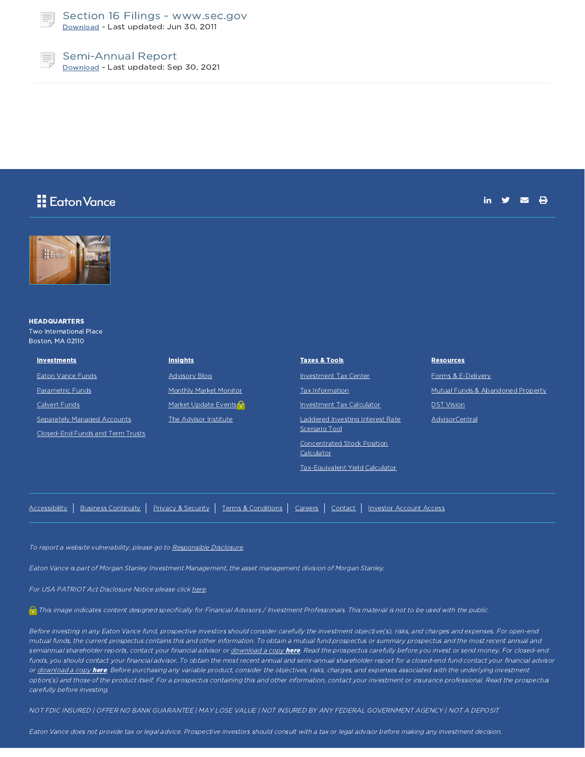### Section 16 Filings - www.sec.gov

Download - Last updated: Jun 30, 2011

### Semi-Annual Report

Download - Last updated: Sep 30, 2021

Eaton Vance

**HEADQUARTERS**
Two International Place
Boston, MA 02110

**Investments**

- Eaton Vance Funds
- Parametric Funds
- Calvert Funds
- Separately Managed Accounts
- Closed-End Funds and Term Trusts

**Insights**

- Advisory Blog
- Monthly Market Monitor
- Market Update Events
- The Advisor Institute

**Taxes & Tools**

- Investment Tax Center
- Tax Information
- Investment Tax Calculator
- Laddered Investing Interest Rate Scenario Tool
- Concentrated Stock Position Calculator
- Tax-Equivalent Yield Calculator

**Resources**

- Forms & E-Delivery
- Mutual Funds & Abandoned Property
- DST Vision
- AdvisorCentral

Accessibility | Business Continuity | Privacy & Security | Terms & Conditions | Careers | Contact | Investor Account Access

*To report a website vulnerability, please go to Responsible Disclosure.*

*Eaton Vance is part of Morgan Stanley Investment Management, the asset management division of Morgan Stanley.*

*For USA PATRIOT Act Disclosure Notice please click here.*

*This image indicates content designed specifically for Financial Advisors / Investment Professionals. This material is not to be used with the public.*

*Before investing in any Eaton Vance fund, prospective investors should consider carefully the investment objective(s), risks, and charges and expenses. For open-end mutual funds, the current prospectus contains this and other information. To obtain a mutual fund prospectus or summary prospectus and the most recent annual and semiannual shareholder reports, contact your financial advisor or download a copy **here**. Read the prospectus carefully before you invest or send money. For closed-end funds, you should contact your financial advisor. To obtain the most recent annual and semi-annual shareholder report for a closed-end fund contact your financial advisor or download a copy **here**. Before purchasing any variable product, consider the objectives, risks, charges, and expenses associated with the underlying investment option(s) and those of the product itself. For a prospectus containing this and other information, contact your investment or insurance professional. Read the prospectus carefully before investing.*

*NOT FDIC INSURED | OFFER NO BANK GUARANTEE | MAY LOSE VALUE | NOT INSURED BY ANY FEDERAL GOVERNMENT AGENCY | NOT A DEPOSIT*

*Eaton Vance does not provide tax or legal advice. Prospective investors should consult with a tax or legal advisor before making any investment decision.*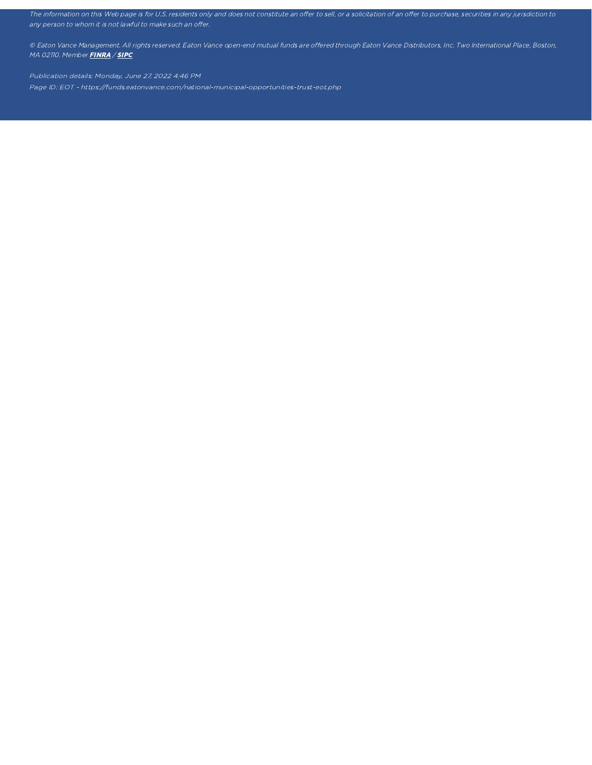*The information on this Web page is for U.S. residents only and does not constitute an offer to sell, or a solicitation of an offer to purchase, securities in any jurisdiction to any person to whom it is not lawful to make such an offer.*

*© Eaton Vance Management. All rights reserved. Eaton Vance open-end mutual funds are offered through Eaton Vance Distributors, Inc. Two International Place, Boston, MA 02110. Member* ***FINRA*** */* ***SIPC***

*Publication details: Monday, June 27, 2022 4:46 PM*

*Page ID: EOT - https://funds.eatonvance.com/national-municipal-opportunities-trust-eot.php*